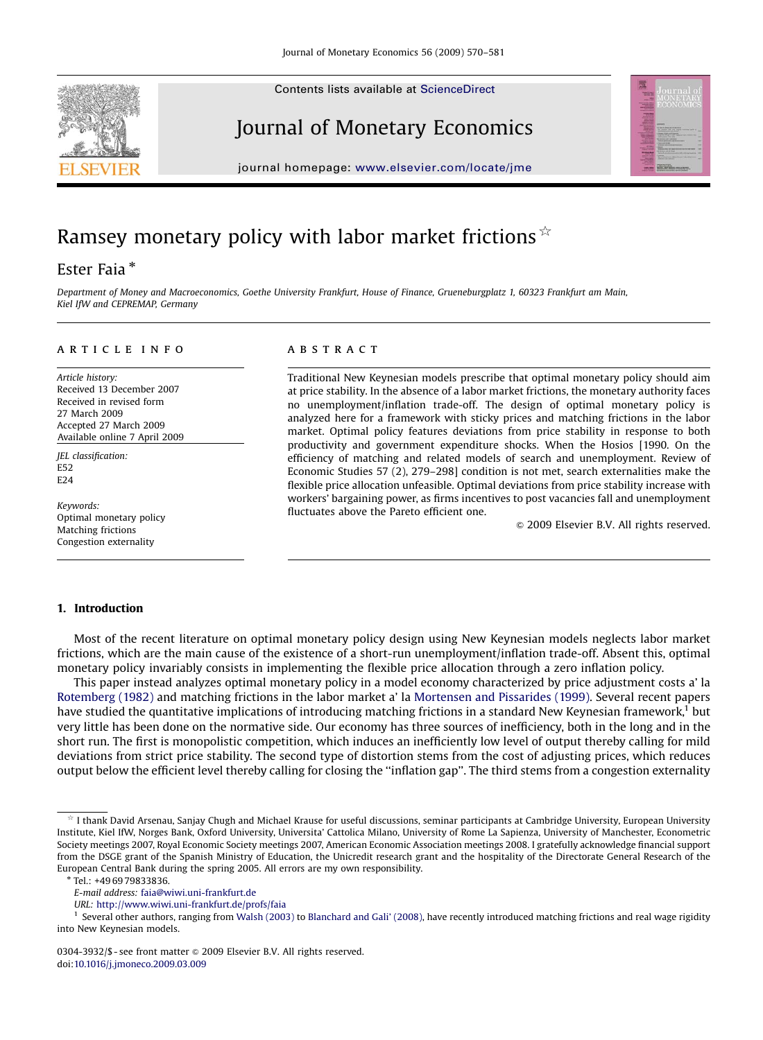# Ramsey monetary policy with labor market frictions ☆

Ester Faia *

*Department of Money and Macroeconomics, Goethe University Frankfurt, House of Finance, Grueneburgplatz 1, 60323 Frankfurt am Main, Kiel IfW and CEPREMAP, Germany*

## ARTICLE INFO

*Article history:*
Received 13 December 2007
Received in revised form
27 March 2009
Accepted 27 March 2009
Available online 7 April 2009

*JEL classification:*
E52
E24

*Keywords:*
Optimal monetary policy
Matching frictions
Congestion externality

## ABSTRACT

Traditional New Keynesian models prescribe that optimal monetary policy should aim at price stability. In the absence of a labor market frictions, the monetary authority faces no unemployment/inflation trade-off. The design of optimal monetary policy is analyzed here for a framework with sticky prices and matching frictions in the labor market. Optimal policy features deviations from price stability in response to both productivity and government expenditure shocks. When the Hosios [1990. On the efficiency of matching and related models of search and unemployment. Review of Economic Studies 57 (2), 279–298] condition is not met, search externalities make the flexible price allocation unfeasible. Optimal deviations from price stability increase with workers' bargaining power, as firms incentives to post vacancies fall and unemployment fluctuates above the Pareto efficient one.

© 2009 Elsevier B.V. All rights reserved.

## 1. Introduction

Most of the recent literature on optimal monetary policy design using New Keynesian models neglects labor market frictions, which are the main cause of the existence of a short-run unemployment/inflation trade-off. Absent this, optimal monetary policy invariably consists in implementing the flexible price allocation through a zero inflation policy.

This paper instead analyzes optimal monetary policy in a model economy characterized by price adjustment costs a' la Rotemberg (1982) and matching frictions in the labor market a' la Mortensen and Pissarides (1999). Several recent papers have studied the quantitative implications of introducing matching frictions in a standard New Keynesian framework,[1] but very little has been done on the normative side. Our economy has three sources of inefficiency, both in the long and in the short run. The first is monopolistic competition, which induces an inefficiently low level of output thereby calling for mild deviations from strict price stability. The second type of distortion stems from the cost of adjusting prices, which reduces output below the efficient level thereby calling for closing the "inflation gap". The third stems from a congestion externality

---

☆ I thank David Arsenau, Sanjay Chugh and Michael Krause for useful discussions, seminar participants at Cambridge University, European University Institute, Kiel IfW, Norges Bank, Oxford University, Universita' Cattolica Milano, University of Rome La Sapienza, University of Manchester, Econometric Society meetings 2007, Royal Economic Society meetings 2007, American Economic Association meetings 2008. I gratefully acknowledge financial support from the DSGE grant of the Spanish Ministry of Education, the Unicredit research grant and the hospitality of the Directorate General Research of the European Central Bank during the spring 2005. All errors are my own responsibility.

\* Tel.: +49 69 79833836.
E-mail address: faia@wiwi.uni-frankfurt.de
URL: http://www.wiwi.uni-frankfurt.de/profs/faia

[1] Several other authors, ranging from Walsh (2003) to Blanchard and Gali' (2008), have recently introduced matching frictions and real wage rigidity into New Keynesian models.

0304-3932/$ - see front matter © 2009 Elsevier B.V. All rights reserved.
doi:10.1016/j.jmoneco.2009.03.009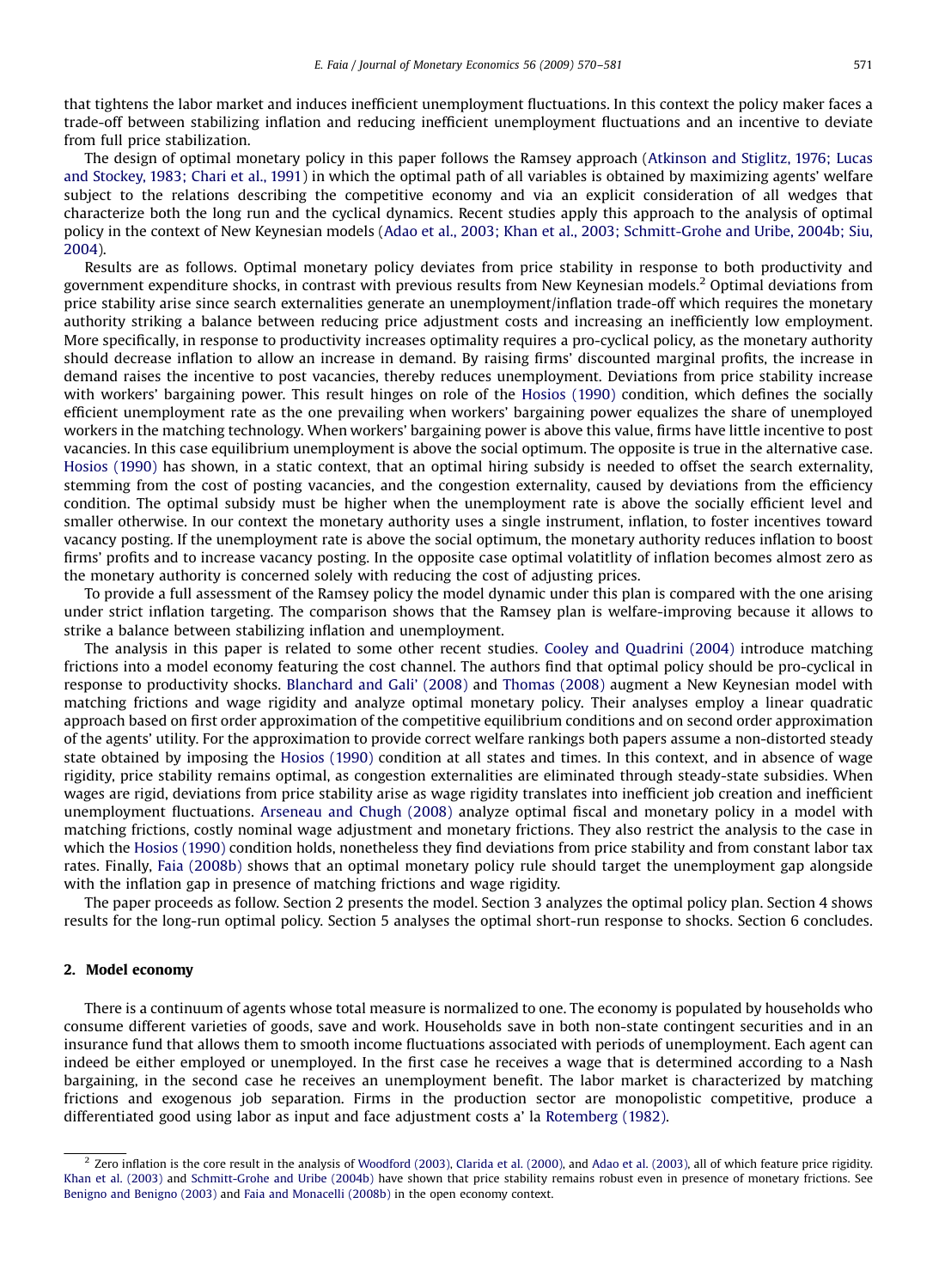that tightens the labor market and induces inefficient unemployment fluctuations. In this context the policy maker faces a trade-off between stabilizing inflation and reducing inefficient unemployment fluctuations and an incentive to deviate from full price stabilization.

The design of optimal monetary policy in this paper follows the Ramsey approach (Atkinson and Stiglitz, 1976; Lucas and Stockey, 1983; Chari et al., 1991) in which the optimal path of all variables is obtained by maximizing agents' welfare subject to the relations describing the competitive economy and via an explicit consideration of all wedges that characterize both the long run and the cyclical dynamics. Recent studies apply this approach to the analysis of optimal policy in the context of New Keynesian models (Adao et al., 2003; Khan et al., 2003; Schmitt-Grohe and Uribe, 2004b; Siu, 2004).

Results are as follows. Optimal monetary policy deviates from price stability in response to both productivity and government expenditure shocks, in contrast with previous results from New Keynesian models.[2] Optimal deviations from price stability arise since search externalities generate an unemployment/inflation trade-off which requires the monetary authority striking a balance between reducing price adjustment costs and increasing an inefficiently low employment. More specifically, in response to productivity increases optimality requires a pro-cyclical policy, as the monetary authority should decrease inflation to allow an increase in demand. By raising firms' discounted marginal profits, the increase in demand raises the incentive to post vacancies, thereby reduces unemployment. Deviations from price stability increase with workers' bargaining power. This result hinges on role of the Hosios (1990) condition, which defines the socially efficient unemployment rate as the one prevailing when workers' bargaining power equalizes the share of unemployed workers in the matching technology. When workers' bargaining power is above this value, firms have little incentive to post vacancies. In this case equilibrium unemployment is above the social optimum. The opposite is true in the alternative case. Hosios (1990) has shown, in a static context, that an optimal hiring subsidy is needed to offset the search externality, stemming from the cost of posting vacancies, and the congestion externality, caused by deviations from the efficiency condition. The optimal subsidy must be higher when the unemployment rate is above the socially efficient level and smaller otherwise. In our context the monetary authority uses a single instrument, inflation, to foster incentives toward vacancy posting. If the unemployment rate is above the social optimum, the monetary authority reduces inflation to boost firms' profits and to increase vacancy posting. In the opposite case optimal volatitlity of inflation becomes almost zero as the monetary authority is concerned solely with reducing the cost of adjusting prices.

To provide a full assessment of the Ramsey policy the model dynamic under this plan is compared with the one arising under strict inflation targeting. The comparison shows that the Ramsey plan is welfare-improving because it allows to strike a balance between stabilizing inflation and unemployment.

The analysis in this paper is related to some other recent studies. Cooley and Quadrini (2004) introduce matching frictions into a model economy featuring the cost channel. The authors find that optimal policy should be pro-cyclical in response to productivity shocks. Blanchard and Gali' (2008) and Thomas (2008) augment a New Keynesian model with matching frictions and wage rigidity and analyze optimal monetary policy. Their analyses employ a linear quadratic approach based on first order approximation of the competitive equilibrium conditions and on second order approximation of the agents' utility. For the approximation to provide correct welfare rankings both papers assume a non-distorted steady state obtained by imposing the Hosios (1990) condition at all states and times. In this context, and in absence of wage rigidity, price stability remains optimal, as congestion externalities are eliminated through steady-state subsidies. When wages are rigid, deviations from price stability arise as wage rigidity translates into inefficient job creation and inefficient unemployment fluctuations. Arseneau and Chugh (2008) analyze optimal fiscal and monetary policy in a model with matching frictions, costly nominal wage adjustment and monetary frictions. They also restrict the analysis to the case in which the Hosios (1990) condition holds, nonetheless they find deviations from price stability and from constant labor tax rates. Finally, Faia (2008b) shows that an optimal monetary policy rule should target the unemployment gap alongside with the inflation gap in presence of matching frictions and wage rigidity.

The paper proceeds as follow. Section 2 presents the model. Section 3 analyzes the optimal policy plan. Section 4 shows results for the long-run optimal policy. Section 5 analyses the optimal short-run response to shocks. Section 6 concludes.

## 2. Model economy

There is a continuum of agents whose total measure is normalized to one. The economy is populated by households who consume different varieties of goods, save and work. Households save in both non-state contingent securities and in an insurance fund that allows them to smooth income fluctuations associated with periods of unemployment. Each agent can indeed be either employed or unemployed. In the first case he receives a wage that is determined according to a Nash bargaining, in the second case he receives an unemployment benefit. The labor market is characterized by matching frictions and exogenous job separation. Firms in the production sector are monopolistic competitive, produce a differentiated good using labor as input and face adjustment costs a' la Rotemberg (1982).

[2] Zero inflation is the core result in the analysis of Woodford (2003), Clarida et al. (2000), and Adao et al. (2003), all of which feature price rigidity. Khan et al. (2003) and Schmitt-Grohe and Uribe (2004b) have shown that price stability remains robust even in presence of monetary frictions. See Benigno and Benigno (2003) and Faia and Monacelli (2008b) in the open economy context.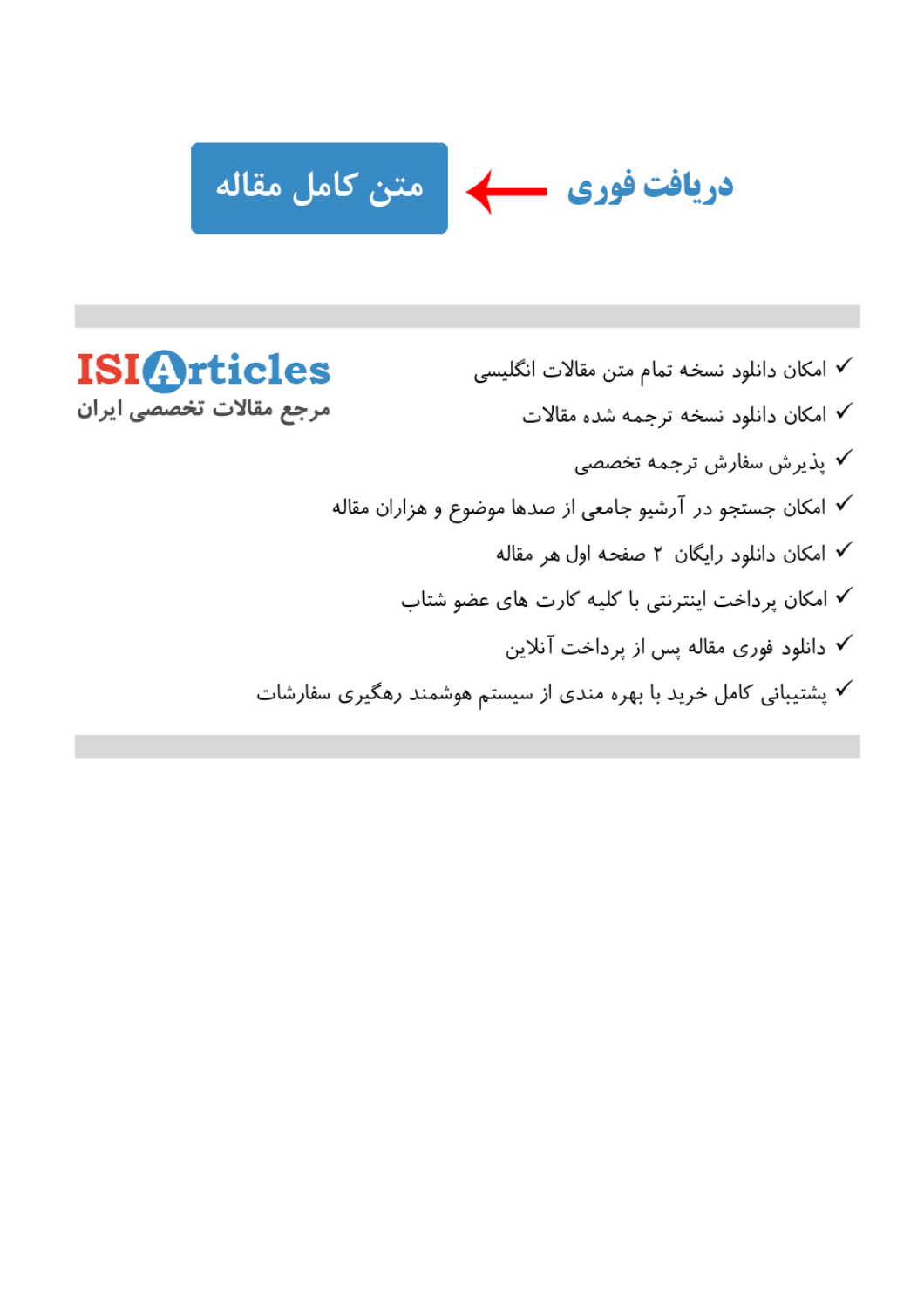دریافت فوری ← **متن کامل مقاله**

**ISIArticles**
مرجع مقالات تخصصی ایران

- ✓ امکان دانلود نسخه تمام متن مقالات انگلیسی
- ✓ امکان دانلود نسخه ترجمه شده مقالات
- ✓ پذیرش سفارش ترجمه تخصصی
- ✓ امکان جستجو در آرشیو جامعی از صدها موضوع و هزاران مقاله
- ✓ امکان دانلود رایگان ۲ صفحه اول هر مقاله
- ✓ امکان پرداخت اینترنتی با کلیه کارت های عضو شتاب
- ✓ دانلود فوری مقاله پس از پرداخت آنلاین
- ✓ پشتیبانی کامل خرید با بهره مندی از سیستم هوشمند رهگیری سفارشات